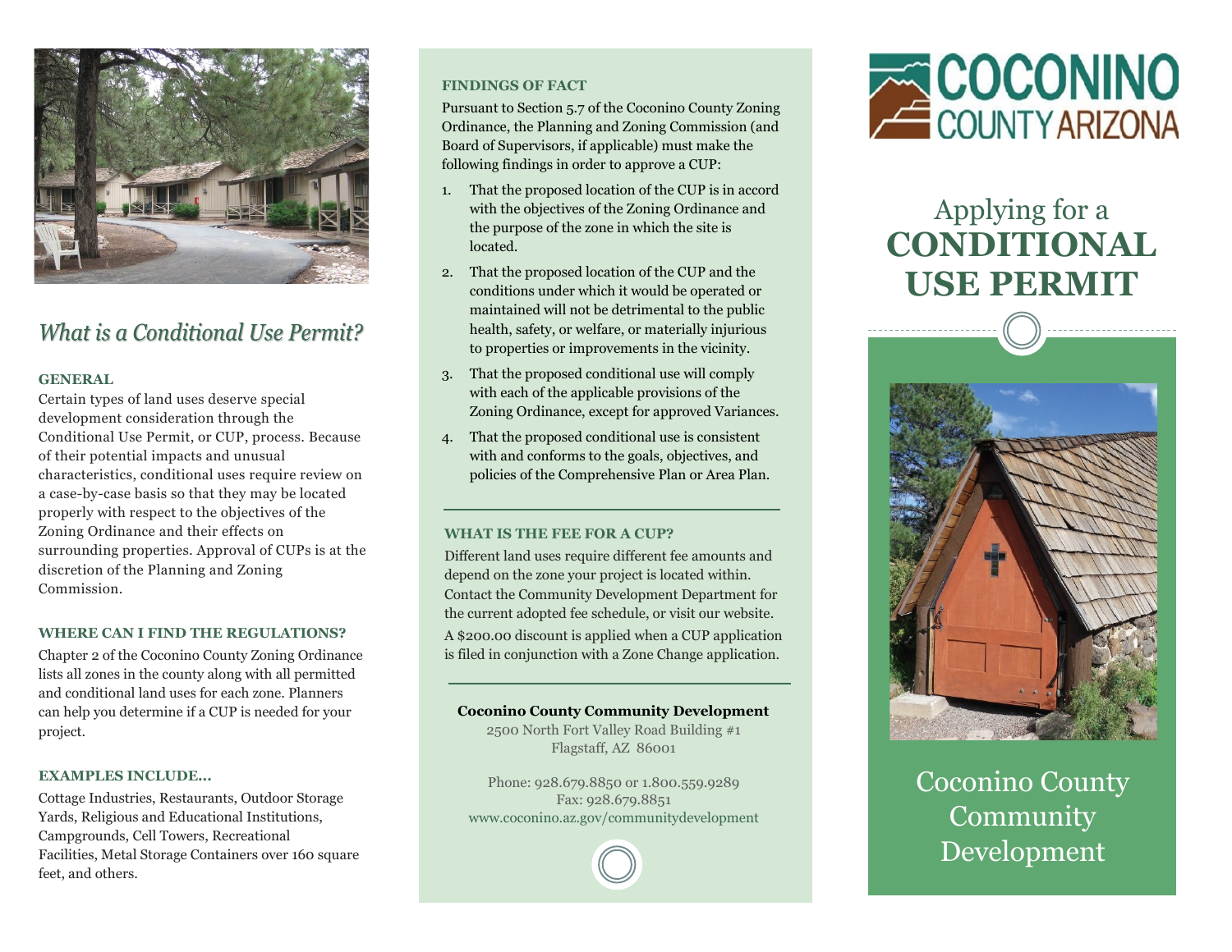# Applying for a CONDITIONAL USE PERMIT

Coconino County Community Development

## *What is a Conditional Use Permit?*

### GENERAL

Certain types of land uses deserve special development consideration through the Conditional Use Permit, or CUP, process. Because of their potential impacts and unusual characteristics, conditional uses require review on a case-by-case basis so that they may be located properly with respect to the objectives of the Zoning Ordinance and their effects on surrounding properties. Approval of CUPs is at the discretion of the Planning and Zoning Commission.

### WHERE CAN I FIND THE REGULATIONS?

Chapter 2 of the Coconino County Zoning Ordinance lists all zones in the county along with all permitted and conditional land uses for each zone. Planners can help you determine if a CUP is needed for your project.

### EXAMPLES INCLUDE…

Cottage Industries, Restaurants, Outdoor Storage Yards, Religious and Educational Institutions, Campgrounds, Cell Towers, Recreational Facilities, Metal Storage Containers over 160 square feet, and others.

### FINDINGS OF FACT

Pursuant to Section 5.7 of the Coconino County Zoning Ordinance, the Planning and Zoning Commission (and Board of Supervisors, if applicable) must make the following findings in order to approve a CUP:

1. That the proposed location of the CUP is in accord with the objectives of the Zoning Ordinance and the purpose of the zone in which the site is located.
2. That the proposed location of the CUP and the conditions under which it would be operated or maintained will not be detrimental to the public health, safety, or welfare, or materially injurious to properties or improvements in the vicinity.
3. That the proposed conditional use will comply with each of the applicable provisions of the Zoning Ordinance, except for approved Variances.
4. That the proposed conditional use is consistent with and conforms to the goals, objectives, and policies of the Comprehensive Plan or Area Plan.

### WHAT IS THE FEE FOR A CUP?

Different land uses require different fee amounts and depend on the zone your project is located within. Contact the Community Development Department for the current adopted fee schedule, or visit our website.

A $200.00 discount is applied when a CUP application is filed in conjunction with a Zone Change application.

**Coconino County Community Development**
2500 North Fort Valley Road Building #1
Flagstaff, AZ 86001

Phone: 928.679.8850 or 1.800.559.9289
Fax: 928.679.8851
www.coconino.az.gov/communitydevelopment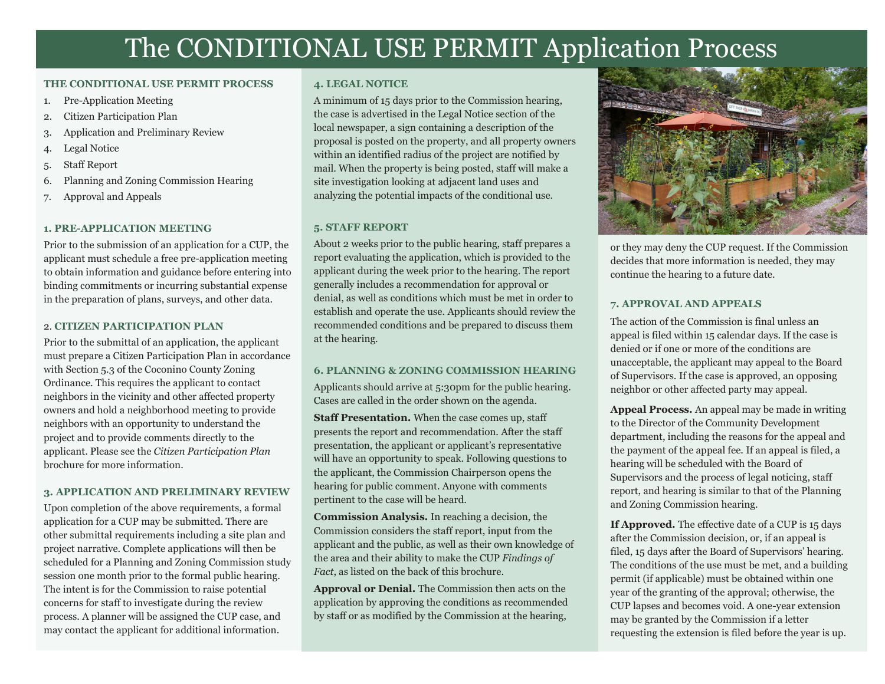# The CONDITIONAL USE PERMIT Application Process

### THE CONDITIONAL USE PERMIT PROCESS

1. Pre-Application Meeting
2. Citizen Participation Plan
3. Application and Preliminary Review
4. Legal Notice
5. Staff Report
6. Planning and Zoning Commission Hearing
7. Approval and Appeals

### 1. PRE-APPLICATION MEETING

Prior to the submission of an application for a CUP, the applicant must schedule a free pre-application meeting to obtain information and guidance before entering into binding commitments or incurring substantial expense in the preparation of plans, surveys, and other data.

### 2. CITIZEN PARTICIPATION PLAN

Prior to the submittal of an application, the applicant must prepare a Citizen Participation Plan in accordance with Section 5.3 of the Coconino County Zoning Ordinance. This requires the applicant to contact neighbors in the vicinity and other affected property owners and hold a neighborhood meeting to provide neighbors with an opportunity to understand the project and to provide comments directly to the applicant. Please see the *Citizen Participation Plan* brochure for more information.

### 3. APPLICATION AND PRELIMINARY REVIEW

Upon completion of the above requirements, a formal application for a CUP may be submitted. There are other submittal requirements including a site plan and project narrative. Complete applications will then be scheduled for a Planning and Zoning Commission study session one month prior to the formal public hearing. The intent is for the Commission to raise potential concerns for staff to investigate during the review process. A planner will be assigned the CUP case, and may contact the applicant for additional information.

### 4. LEGAL NOTICE

A minimum of 15 days prior to the Commission hearing, the case is advertised in the Legal Notice section of the local newspaper, a sign containing a description of the proposal is posted on the property, and all property owners within an identified radius of the project are notified by mail. When the property is being posted, staff will make a site investigation looking at adjacent land uses and analyzing the potential impacts of the conditional use.

### 5. STAFF REPORT

About 2 weeks prior to the public hearing, staff prepares a report evaluating the application, which is provided to the applicant during the week prior to the hearing. The report generally includes a recommendation for approval or denial, as well as conditions which must be met in order to establish and operate the use. Applicants should review the recommended conditions and be prepared to discuss them at the hearing.

### 6. PLANNING & ZONING COMMISSION HEARING

Applicants should arrive at 5:30pm for the public hearing. Cases are called in the order shown on the agenda.

**Staff Presentation.** When the case comes up, staff presents the report and recommendation. After the staff presentation, the applicant or applicant's representative will have an opportunity to speak. Following questions to the applicant, the Commission Chairperson opens the hearing for public comment. Anyone with comments pertinent to the case will be heard.

**Commission Analysis.** In reaching a decision, the Commission considers the staff report, input from the applicant and the public, as well as their own knowledge of the area and their ability to make the CUP *Findings of Fact*, as listed on the back of this brochure.

**Approval or Denial.** The Commission then acts on the application by approving the conditions as recommended by staff or as modified by the Commission at the hearing, or they may deny the CUP request. If the Commission decides that more information is needed, they may continue the hearing to a future date.

### 7. APPROVAL AND APPEALS

The action of the Commission is final unless an appeal is filed within 15 calendar days. If the case is denied or if one or more of the conditions are unacceptable, the applicant may appeal to the Board of Supervisors. If the case is approved, an opposing neighbor or other affected party may appeal.

**Appeal Process.** An appeal may be made in writing to the Director of the Community Development department, including the reasons for the appeal and the payment of the appeal fee. If an appeal is filed, a hearing will be scheduled with the Board of Supervisors and the process of legal noticing, staff report, and hearing is similar to that of the Planning and Zoning Commission hearing.

**If Approved.** The effective date of a CUP is 15 days after the Commission decision, or, if an appeal is filed, 15 days after the Board of Supervisors' hearing. The conditions of the use must be met, and a building permit (if applicable) must be obtained within one year of the granting of the approval; otherwise, the CUP lapses and becomes void. A one-year extension may be granted by the Commission if a letter requesting the extension is filed before the year is up.